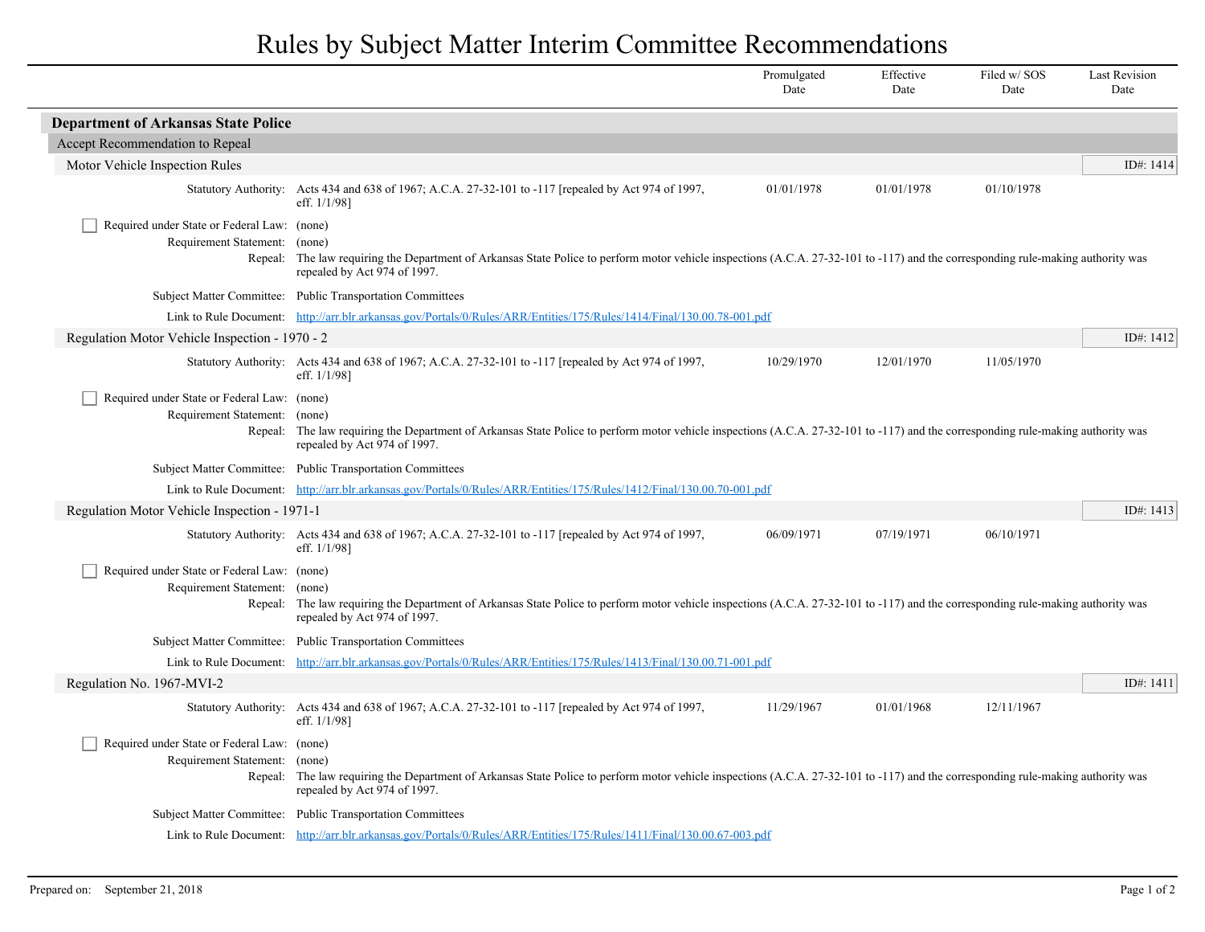# Rules by Subject Matter Interim Committee Recommendations

| | Promulgated Date | Effective Date | Filed w/ SOS Date | Last Revision Date |
|---|---|---|---|---|

## Department of Arkansas State Police

### Accept Recommendation to Repeal

#### Motor Vehicle Inspection Rules

ID#: 1414

| | | Promulgated Date | Effective Date | Filed w/ SOS Date | Last Revision Date |
|---|---|---|---|---|---|
| Statutory Authority: | Acts 434 and 638 of 1967; A.C.A. 27-32-101 to -117 [repealed by Act 974 of 1997, eff. 1/1/98] | 01/01/1978 | 01/01/1978 | 01/10/1978 | |

- [ ] Required under State or Federal Law: (none)

Requirement Statement: (none)

Repeal: The law requiring the Department of Arkansas State Police to perform motor vehicle inspections (A.C.A. 27-32-101 to -117) and the corresponding rule-making authority was repealed by Act 974 of 1997.

Subject Matter Committee: Public Transportation Committees

Link to Rule Document: http://arr.blr.arkansas.gov/Portals/0/Rules/ARR/Entities/175/Rules/1414/Final/130.00.78-001.pdf

#### Regulation Motor Vehicle Inspection - 1970 - 2

ID#: 1412

| | | Promulgated Date | Effective Date | Filed w/ SOS Date | Last Revision Date |
|---|---|---|---|---|---|
| Statutory Authority: | Acts 434 and 638 of 1967; A.C.A. 27-32-101 to -117 [repealed by Act 974 of 1997, eff. 1/1/98] | 10/29/1970 | 12/01/1970 | 11/05/1970 | |

- [ ] Required under State or Federal Law: (none)

Requirement Statement: (none)

Repeal: The law requiring the Department of Arkansas State Police to perform motor vehicle inspections (A.C.A. 27-32-101 to -117) and the corresponding rule-making authority was repealed by Act 974 of 1997.

Subject Matter Committee: Public Transportation Committees

Link to Rule Document: http://arr.blr.arkansas.gov/Portals/0/Rules/ARR/Entities/175/Rules/1412/Final/130.00.70-001.pdf

#### Regulation Motor Vehicle Inspection - 1971-1

ID#: 1413

| | | Promulgated Date | Effective Date | Filed w/ SOS Date | Last Revision Date |
|---|---|---|---|---|---|
| Statutory Authority: | Acts 434 and 638 of 1967; A.C.A. 27-32-101 to -117 [repealed by Act 974 of 1997, eff. 1/1/98] | 06/09/1971 | 07/19/1971 | 06/10/1971 | |

- [ ] Required under State or Federal Law: (none)

Requirement Statement: (none)

Repeal: The law requiring the Department of Arkansas State Police to perform motor vehicle inspections (A.C.A. 27-32-101 to -117) and the corresponding rule-making authority was repealed by Act 974 of 1997.

Subject Matter Committee: Public Transportation Committees

Link to Rule Document: http://arr.blr.arkansas.gov/Portals/0/Rules/ARR/Entities/175/Rules/1413/Final/130.00.71-001.pdf

#### Regulation No. 1967-MVI-2

ID#: 1411

| | | Promulgated Date | Effective Date | Filed w/ SOS Date | Last Revision Date |
|---|---|---|---|---|---|
| Statutory Authority: | Acts 434 and 638 of 1967; A.C.A. 27-32-101 to -117 [repealed by Act 974 of 1997, eff. 1/1/98] | 11/29/1967 | 01/01/1968 | 12/11/1967 | |

- [ ] Required under State or Federal Law: (none)

Requirement Statement: (none)

Repeal: The law requiring the Department of Arkansas State Police to perform motor vehicle inspections (A.C.A. 27-32-101 to -117) and the corresponding rule-making authority was repealed by Act 974 of 1997.

Subject Matter Committee: Public Transportation Committees

Link to Rule Document: http://arr.blr.arkansas.gov/Portals/0/Rules/ARR/Entities/175/Rules/1411/Final/130.00.67-003.pdf

Prepared on: September 21, 2018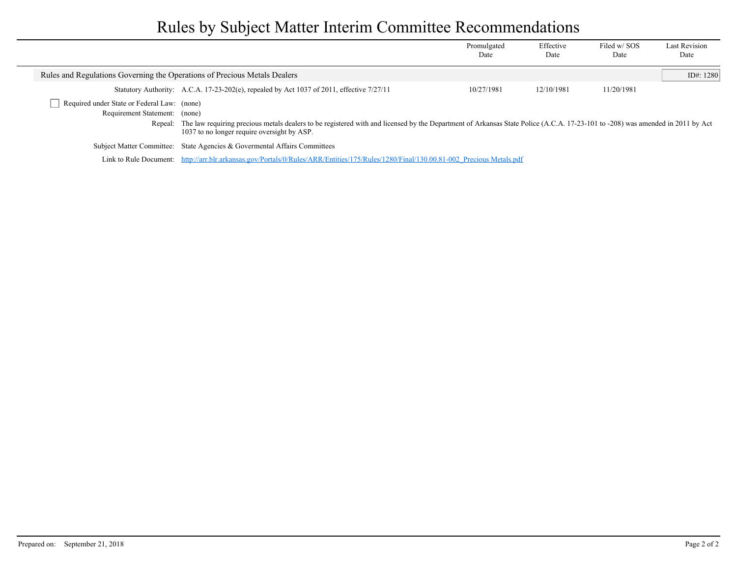# Rules by Subject Matter Interim Committee Recommendations

| | Promulgated Date | Effective Date | Filed w/ SOS Date | Last Revision Date |
|---|---|---|---|---|

## Rules and Regulations Governing the Operations of Precious Metals Dealers

ID#: 1280

| | | Promulgated Date | Effective Date | Filed w/ SOS Date | Last Revision Date |
|---|---|---|---|---|---|
| Statutory Authority: | A.C.A. 17-23-202(e), repealed by Act 1037 of 2011, effective 7/27/11 | 10/27/1981 | 12/10/1981 | 11/20/1981 | |

☐ Required under State or Federal Law: (none)

Requirement Statement: (none)

Repeal: The law requiring precious metals dealers to be registered with and licensed by the Department of Arkansas State Police (A.C.A. 17-23-101 to -208) was amended in 2011 by Act 1037 to no longer require oversight by ASP.

Subject Matter Committee: State Agencies & Govermental Affairs Committees

Link to Rule Document: http://arr.blr.arkansas.gov/Portals/0/Rules/ARR/Entities/175/Rules/1280/Final/130.00.81-002_Precious Metals.pdf

Prepared on: September 21, 2018